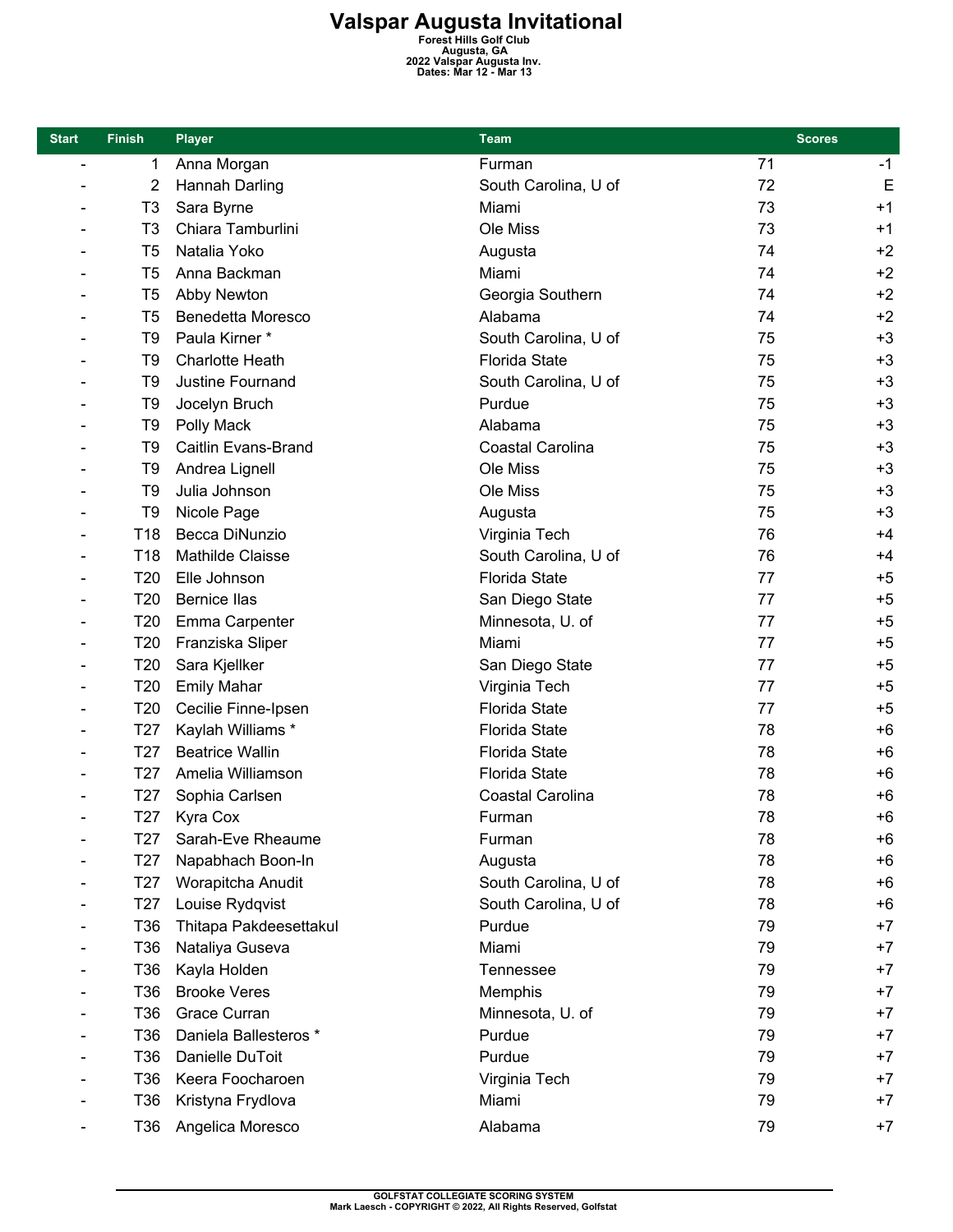# Valspar Augusta Invitational

**Forest Hills Golf Club**
**Augusta, GA**
**2022 Valspar Augusta Inv.**
**Dates: Mar 12 - Mar 13**

| Start | Finish | Player | Team | Scores | |
|---|---|---|---|---|---|
| - | 1 | Anna Morgan | Furman | 71 | -1 |
| - | 2 | Hannah Darling | South Carolina, U of | 72 | E |
| - | T3 | Sara Byrne | Miami | 73 | +1 |
| - | T3 | Chiara Tamburlini | Ole Miss | 73 | +1 |
| - | T5 | Natalia Yoko | Augusta | 74 | +2 |
| - | T5 | Anna Backman | Miami | 74 | +2 |
| - | T5 | Abby Newton | Georgia Southern | 74 | +2 |
| - | T5 | Benedetta Moresco | Alabama | 74 | +2 |
| - | T9 | Paula Kirner * | South Carolina, U of | 75 | +3 |
| - | T9 | Charlotte Heath | Florida State | 75 | +3 |
| - | T9 | Justine Fournand | South Carolina, U of | 75 | +3 |
| - | T9 | Jocelyn Bruch | Purdue | 75 | +3 |
| - | T9 | Polly Mack | Alabama | 75 | +3 |
| - | T9 | Caitlin Evans-Brand | Coastal Carolina | 75 | +3 |
| - | T9 | Andrea Lignell | Ole Miss | 75 | +3 |
| - | T9 | Julia Johnson | Ole Miss | 75 | +3 |
| - | T9 | Nicole Page | Augusta | 75 | +3 |
| - | T18 | Becca DiNunzio | Virginia Tech | 76 | +4 |
| - | T18 | Mathilde Claisse | South Carolina, U of | 76 | +4 |
| - | T20 | Elle Johnson | Florida State | 77 | +5 |
| - | T20 | Bernice Ilas | San Diego State | 77 | +5 |
| - | T20 | Emma Carpenter | Minnesota, U. of | 77 | +5 |
| - | T20 | Franziska Sliper | Miami | 77 | +5 |
| - | T20 | Sara Kjellker | San Diego State | 77 | +5 |
| - | T20 | Emily Mahar | Virginia Tech | 77 | +5 |
| - | T20 | Cecilie Finne-Ipsen | Florida State | 77 | +5 |
| - | T27 | Kaylah Williams * | Florida State | 78 | +6 |
| - | T27 | Beatrice Wallin | Florida State | 78 | +6 |
| - | T27 | Amelia Williamson | Florida State | 78 | +6 |
| - | T27 | Sophia Carlsen | Coastal Carolina | 78 | +6 |
| - | T27 | Kyra Cox | Furman | 78 | +6 |
| - | T27 | Sarah-Eve Rheaume | Furman | 78 | +6 |
| - | T27 | Napabhach Boon-In | Augusta | 78 | +6 |
| - | T27 | Worapitcha Anudit | South Carolina, U of | 78 | +6 |
| - | T27 | Louise Rydqvist | South Carolina, U of | 78 | +6 |
| - | T36 | Thitapa Pakdeesettakul | Purdue | 79 | +7 |
| - | T36 | Nataliya Guseva | Miami | 79 | +7 |
| - | T36 | Kayla Holden | Tennessee | 79 | +7 |
| - | T36 | Brooke Veres | Memphis | 79 | +7 |
| - | T36 | Grace Curran | Minnesota, U. of | 79 | +7 |
| - | T36 | Daniela Ballesteros * | Purdue | 79 | +7 |
| - | T36 | Danielle DuToit | Purdue | 79 | +7 |
| - | T36 | Keera Foocharoen | Virginia Tech | 79 | +7 |
| - | T36 | Kristyna Frydlova | Miami | 79 | +7 |
| - | T36 | Angelica Moresco | Alabama | 79 | +7 |

GOLFSTAT COLLEGIATE SCORING SYSTEM
Mark Laesch - COPYRIGHT © 2022, All Rights Reserved, Golfstat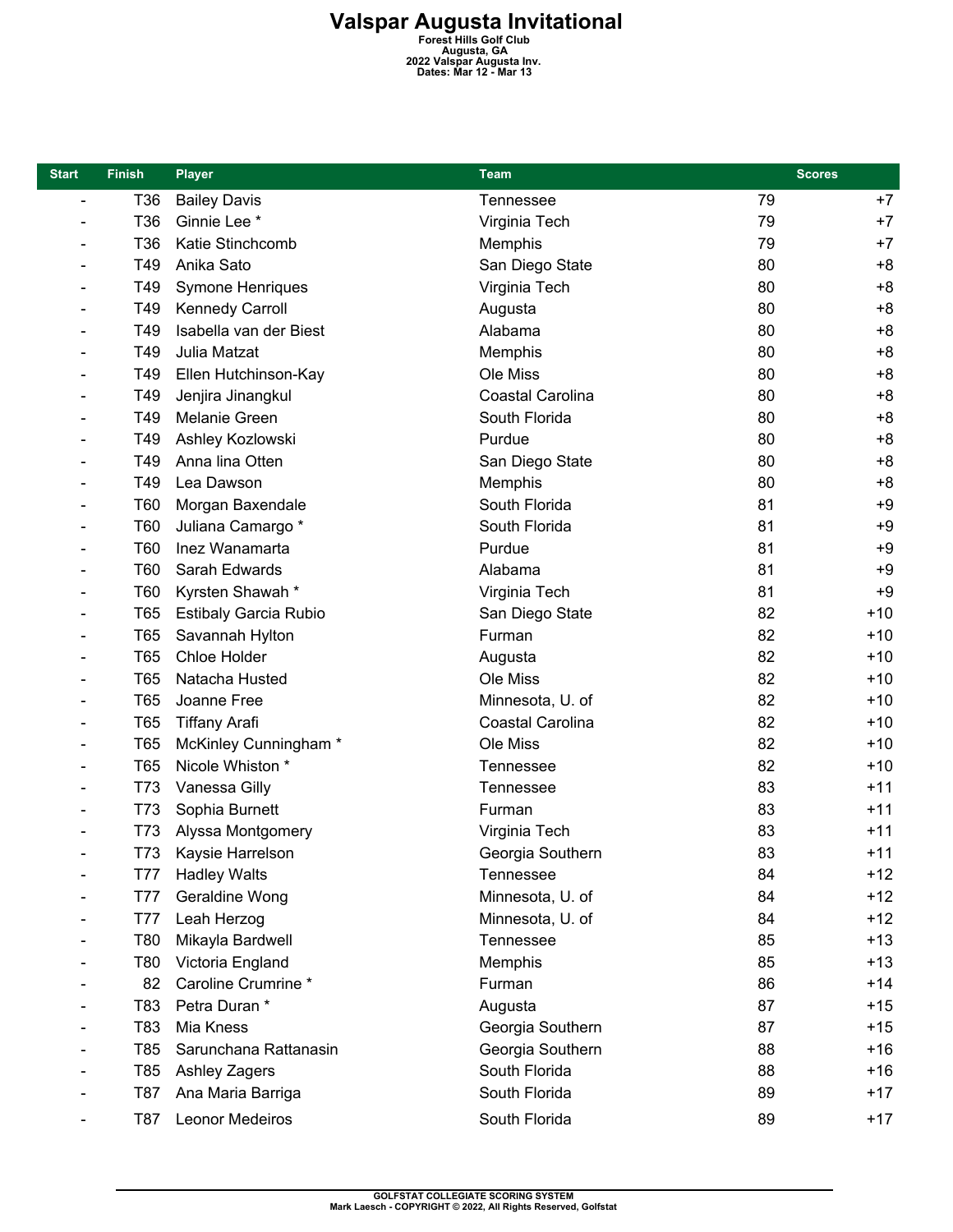# Valspar Augusta Invitational

**Forest Hills Golf Club**
**Augusta, GA**
**2022 Valspar Augusta Inv.**
**Dates: Mar 12 - Mar 13**

| Start | Finish | Player | Team | Scores | |
|---|---|---|---|---|---|
| - | T36 | Bailey Davis | Tennessee | 79 | +7 |
| - | T36 | Ginnie Lee * | Virginia Tech | 79 | +7 |
| - | T36 | Katie Stinchcomb | Memphis | 79 | +7 |
| - | T49 | Anika Sato | San Diego State | 80 | +8 |
| - | T49 | Symone Henriques | Virginia Tech | 80 | +8 |
| - | T49 | Kennedy Carroll | Augusta | 80 | +8 |
| - | T49 | Isabella van der Biest | Alabama | 80 | +8 |
| - | T49 | Julia Matzat | Memphis | 80 | +8 |
| - | T49 | Ellen Hutchinson-Kay | Ole Miss | 80 | +8 |
| - | T49 | Jenjira Jinangkul | Coastal Carolina | 80 | +8 |
| - | T49 | Melanie Green | South Florida | 80 | +8 |
| - | T49 | Ashley Kozlowski | Purdue | 80 | +8 |
| - | T49 | Anna lina Otten | San Diego State | 80 | +8 |
| - | T49 | Lea Dawson | Memphis | 80 | +8 |
| - | T60 | Morgan Baxendale | South Florida | 81 | +9 |
| - | T60 | Juliana Camargo * | South Florida | 81 | +9 |
| - | T60 | Inez Wanamarta | Purdue | 81 | +9 |
| - | T60 | Sarah Edwards | Alabama | 81 | +9 |
| - | T60 | Kyrsten Shawah * | Virginia Tech | 81 | +9 |
| - | T65 | Estibaly Garcia Rubio | San Diego State | 82 | +10 |
| - | T65 | Savannah Hylton | Furman | 82 | +10 |
| - | T65 | Chloe Holder | Augusta | 82 | +10 |
| - | T65 | Natacha Husted | Ole Miss | 82 | +10 |
| - | T65 | Joanne Free | Minnesota, U. of | 82 | +10 |
| - | T65 | Tiffany Arafi | Coastal Carolina | 82 | +10 |
| - | T65 | McKinley Cunningham * | Ole Miss | 82 | +10 |
| - | T65 | Nicole Whiston * | Tennessee | 82 | +10 |
| - | T73 | Vanessa Gilly | Tennessee | 83 | +11 |
| - | T73 | Sophia Burnett | Furman | 83 | +11 |
| - | T73 | Alyssa Montgomery | Virginia Tech | 83 | +11 |
| - | T73 | Kaysie Harrelson | Georgia Southern | 83 | +11 |
| - | T77 | Hadley Walts | Tennessee | 84 | +12 |
| - | T77 | Geraldine Wong | Minnesota, U. of | 84 | +12 |
| - | T77 | Leah Herzog | Minnesota, U. of | 84 | +12 |
| - | T80 | Mikayla Bardwell | Tennessee | 85 | +13 |
| - | T80 | Victoria England | Memphis | 85 | +13 |
| - | 82 | Caroline Crumrine * | Furman | 86 | +14 |
| - | T83 | Petra Duran * | Augusta | 87 | +15 |
| - | T83 | Mia Kness | Georgia Southern | 87 | +15 |
| - | T85 | Sarunchana Rattanasin | Georgia Southern | 88 | +16 |
| - | T85 | Ashley Zagers | South Florida | 88 | +16 |
| - | T87 | Ana Maria Barriga | South Florida | 89 | +17 |
| - | T87 | Leonor Medeiros | South Florida | 89 | +17 |

GOLFSTAT COLLEGIATE SCORING SYSTEM
Mark Laesch - COPYRIGHT © 2022, All Rights Reserved, Golfstat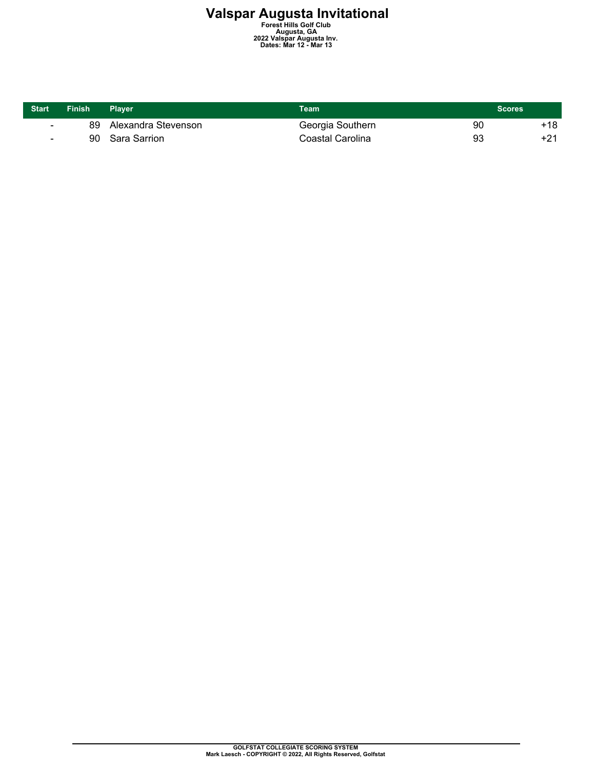# Valspar Augusta Invitational

**Forest Hills Golf Club**
**Augusta, GA**
**2022 Valspar Augusta Inv.**
**Dates: Mar 12 - Mar 13**

| Start | Finish | Player | Team | Scores | |
|---|---|---|---|---|---|
| - | 89 | Alexandra Stevenson | Georgia Southern | 90 | +18 |
| - | 90 | Sara Sarrion | Coastal Carolina | 93 | +21 |

**GOLFSTAT COLLEGIATE SCORING SYSTEM**
**Mark Laesch - COPYRIGHT © 2022, All Rights Reserved, Golfstat**